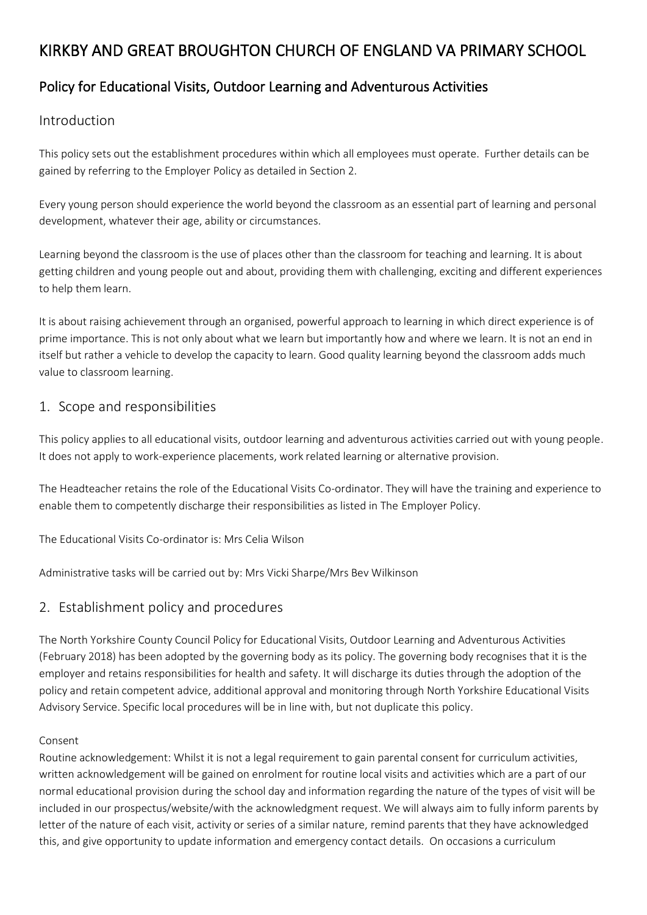# KIRKBY AND GREAT BROUGHTON CHURCH OF ENGLAND VA PRIMARY SCHOOL

## Policy for Educational Visits, Outdoor Learning and Adventurous Activities

### Introduction

This policy sets out the establishment procedures within which all employees must operate. Further details can be gained by referring to the Employer Policy as detailed in Section 2.

Every young person should experience the world beyond the classroom as an essential part of learning and personal development, whatever their age, ability or circumstances.

Learning beyond the classroom is the use of places other than the classroom for teaching and learning. It is about getting children and young people out and about, providing them with challenging, exciting and different experiences to help them learn.

It is about raising achievement through an organised, powerful approach to learning in which direct experience is of prime importance. This is not only about what we learn but importantly how and where we learn. It is not an end in itself but rather a vehicle to develop the capacity to learn. Good quality learning beyond the classroom adds much value to classroom learning.

### 1. Scope and responsibilities

This policy applies to all educational visits, outdoor learning and adventurous activities carried out with young people. It does not apply to work-experience placements, work related learning or alternative provision.

The Headteacher retains the role of the Educational Visits Co-ordinator. They will have the training and experience to enable them to competently discharge their responsibilities as listed in The Employer Policy.

The Educational Visits Co-ordinator is: Mrs Celia Wilson

Administrative tasks will be carried out by: Mrs Vicki Sharpe/Mrs Bev Wilkinson

### 2. Establishment policy and procedures

The North Yorkshire County Council Policy for Educational Visits, Outdoor Learning and Adventurous Activities (February 2018) has been adopted by the governing body as its policy. The governing body recognises that it is the employer and retains responsibilities for health and safety. It will discharge its duties through the adoption of the policy and retain competent advice, additional approval and monitoring through North Yorkshire Educational Visits Advisory Service. Specific local procedures will be in line with, but not duplicate this policy.

Consent

Routine acknowledgement: Whilst it is not a legal requirement to gain parental consent for curriculum activities, written acknowledgement will be gained on enrolment for routine local visits and activities which are a part of our normal educational provision during the school day and information regarding the nature of the types of visit will be included in our prospectus/website/with the acknowledgment request. We will always aim to fully inform parents by letter of the nature of each visit, activity or series of a similar nature, remind parents that they have acknowledged this, and give opportunity to update information and emergency contact details. On occasions a curriculum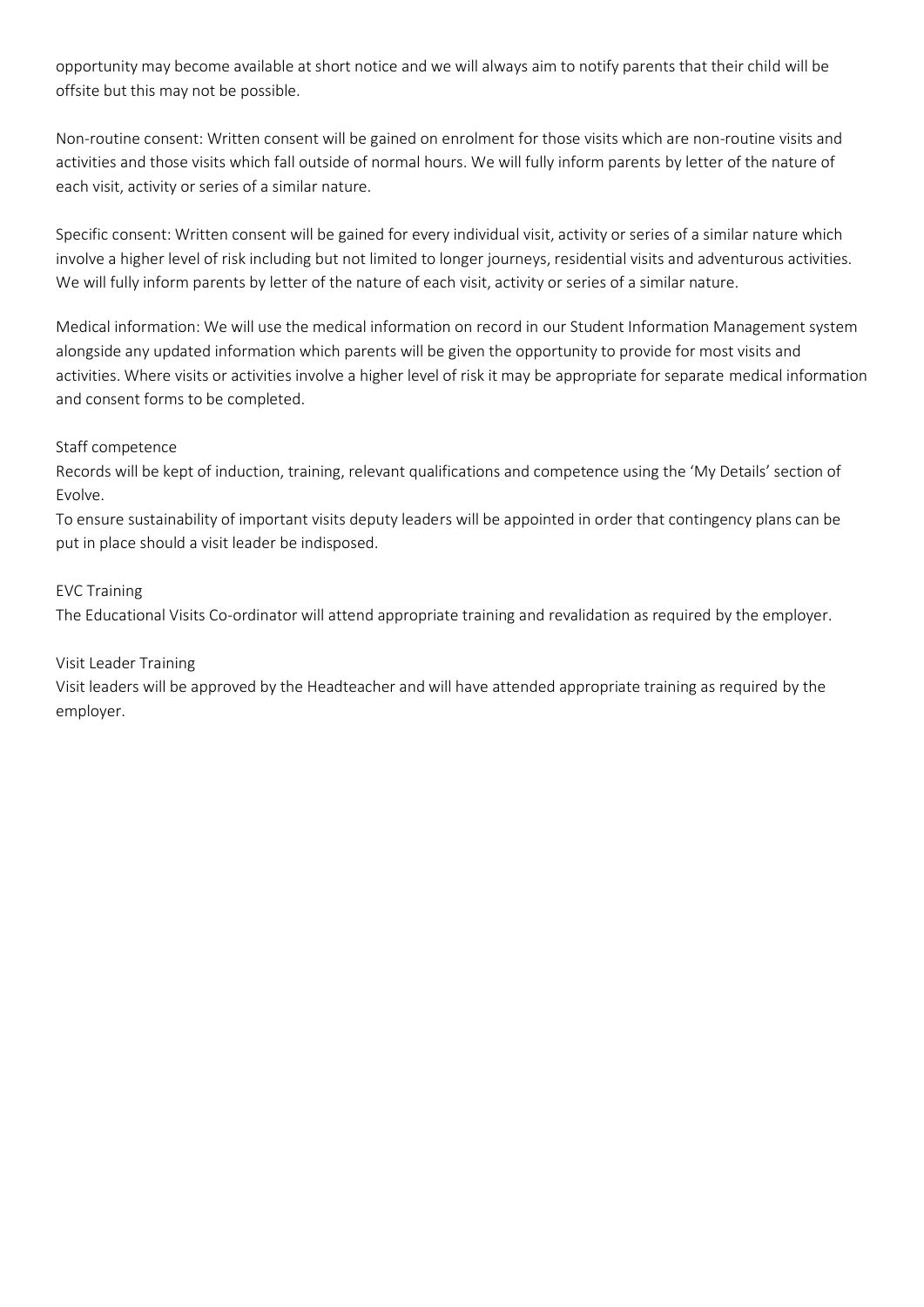opportunity may become available at short notice and we will always aim to notify parents that their child will be offsite but this may not be possible.

Non-routine consent: Written consent will be gained on enrolment for those visits which are non-routine visits and activities and those visits which fall outside of normal hours. We will fully inform parents by letter of the nature of each visit, activity or series of a similar nature.

Specific consent: Written consent will be gained for every individual visit, activity or series of a similar nature which involve a higher level of risk including but not limited to longer journeys, residential visits and adventurous activities. We will fully inform parents by letter of the nature of each visit, activity or series of a similar nature.

Medical information: We will use the medical information on record in our Student Information Management system alongside any updated information which parents will be given the opportunity to provide for most visits and activities. Where visits or activities involve a higher level of risk it may be appropriate for separate medical information and consent forms to be completed.

Staff competence

Records will be kept of induction, training, relevant qualifications and competence using the 'My Details' section of Evolve.

To ensure sustainability of important visits deputy leaders will be appointed in order that contingency plans can be put in place should a visit leader be indisposed.

EVC Training

The Educational Visits Co-ordinator will attend appropriate training and revalidation as required by the employer.

Visit Leader Training

Visit leaders will be approved by the Headteacher and will have attended appropriate training as required by the employer.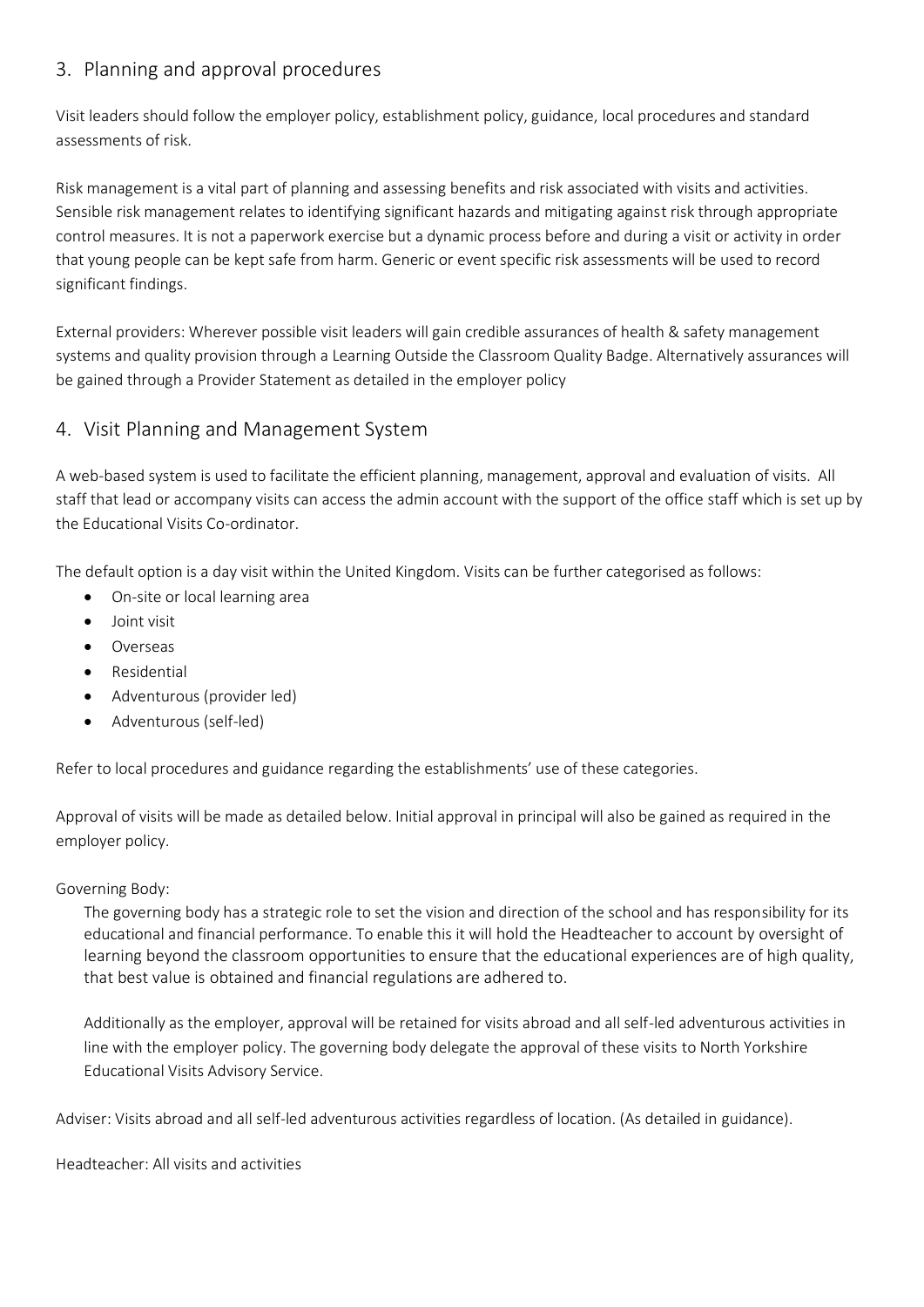## 3. Planning and approval procedures

Visit leaders should follow the employer policy, establishment policy, guidance, local procedures and standard assessments of risk.

Risk management is a vital part of planning and assessing benefits and risk associated with visits and activities. Sensible risk management relates to identifying significant hazards and mitigating against risk through appropriate control measures. It is not a paperwork exercise but a dynamic process before and during a visit or activity in order that young people can be kept safe from harm. Generic or event specific risk assessments will be used to record significant findings.

External providers: Wherever possible visit leaders will gain credible assurances of health & safety management systems and quality provision through a Learning Outside the Classroom Quality Badge. Alternatively assurances will be gained through a Provider Statement as detailed in the employer policy

## 4. Visit Planning and Management System

A web-based system is used to facilitate the efficient planning, management, approval and evaluation of visits. All staff that lead or accompany visits can access the admin account with the support of the office staff which is set up by the Educational Visits Co-ordinator.

The default option is a day visit within the United Kingdom. Visits can be further categorised as follows:

- On-site or local learning area
- Joint visit
- Overseas
- Residential
- Adventurous (provider led)
- Adventurous (self-led)

Refer to local procedures and guidance regarding the establishments' use of these categories.

Approval of visits will be made as detailed below. Initial approval in principal will also be gained as required in the employer policy.

Governing Body:

The governing body has a strategic role to set the vision and direction of the school and has responsibility for its educational and financial performance. To enable this it will hold the Headteacher to account by oversight of learning beyond the classroom opportunities to ensure that the educational experiences are of high quality, that best value is obtained and financial regulations are adhered to.

Additionally as the employer, approval will be retained for visits abroad and all self-led adventurous activities in line with the employer policy. The governing body delegate the approval of these visits to North Yorkshire Educational Visits Advisory Service.

Adviser: Visits abroad and all self-led adventurous activities regardless of location. (As detailed in guidance).

Headteacher: All visits and activities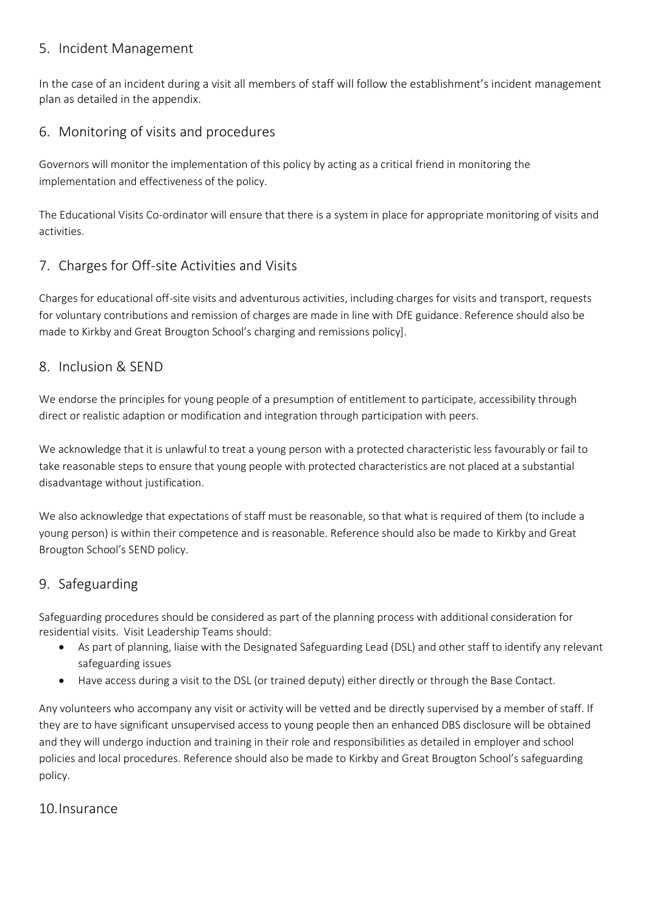## 5. Incident Management

In the case of an incident during a visit all members of staff will follow the establishment's incident management plan as detailed in the appendix.

## 6. Monitoring of visits and procedures

Governors will monitor the implementation of this policy by acting as a critical friend in monitoring the implementation and effectiveness of the policy.

The Educational Visits Co-ordinator will ensure that there is a system in place for appropriate monitoring of visits and activities.

## 7. Charges for Off-site Activities and Visits

Charges for educational off-site visits and adventurous activities, including charges for visits and transport, requests for voluntary contributions and remission of charges are made in line with DfE guidance. Reference should also be made to Kirkby and Great Brougton School's charging and remissions policy].

## 8. Inclusion & SEND

We endorse the principles for young people of a presumption of entitlement to participate, accessibility through direct or realistic adaption or modification and integration through participation with peers.

We acknowledge that it is unlawful to treat a young person with a protected characteristic less favourably or fail to take reasonable steps to ensure that young people with protected characteristics are not placed at a substantial disadvantage without justification.

We also acknowledge that expectations of staff must be reasonable, so that what is required of them (to include a young person) is within their competence and is reasonable. Reference should also be made to Kirkby and Great Brougton School's SEND policy.

## 9. Safeguarding

Safeguarding procedures should be considered as part of the planning process with additional consideration for residential visits. Visit Leadership Teams should:

- As part of planning, liaise with the Designated Safeguarding Lead (DSL) and other staff to identify any relevant safeguarding issues
- Have access during a visit to the DSL (or trained deputy) either directly or through the Base Contact.

Any volunteers who accompany any visit or activity will be vetted and be directly supervised by a member of staff. If they are to have significant unsupervised access to young people then an enhanced DBS disclosure will be obtained and they will undergo induction and training in their role and responsibilities as detailed in employer and school policies and local procedures. Reference should also be made to Kirkby and Great Brougton School's safeguarding policy.

## 10. Insurance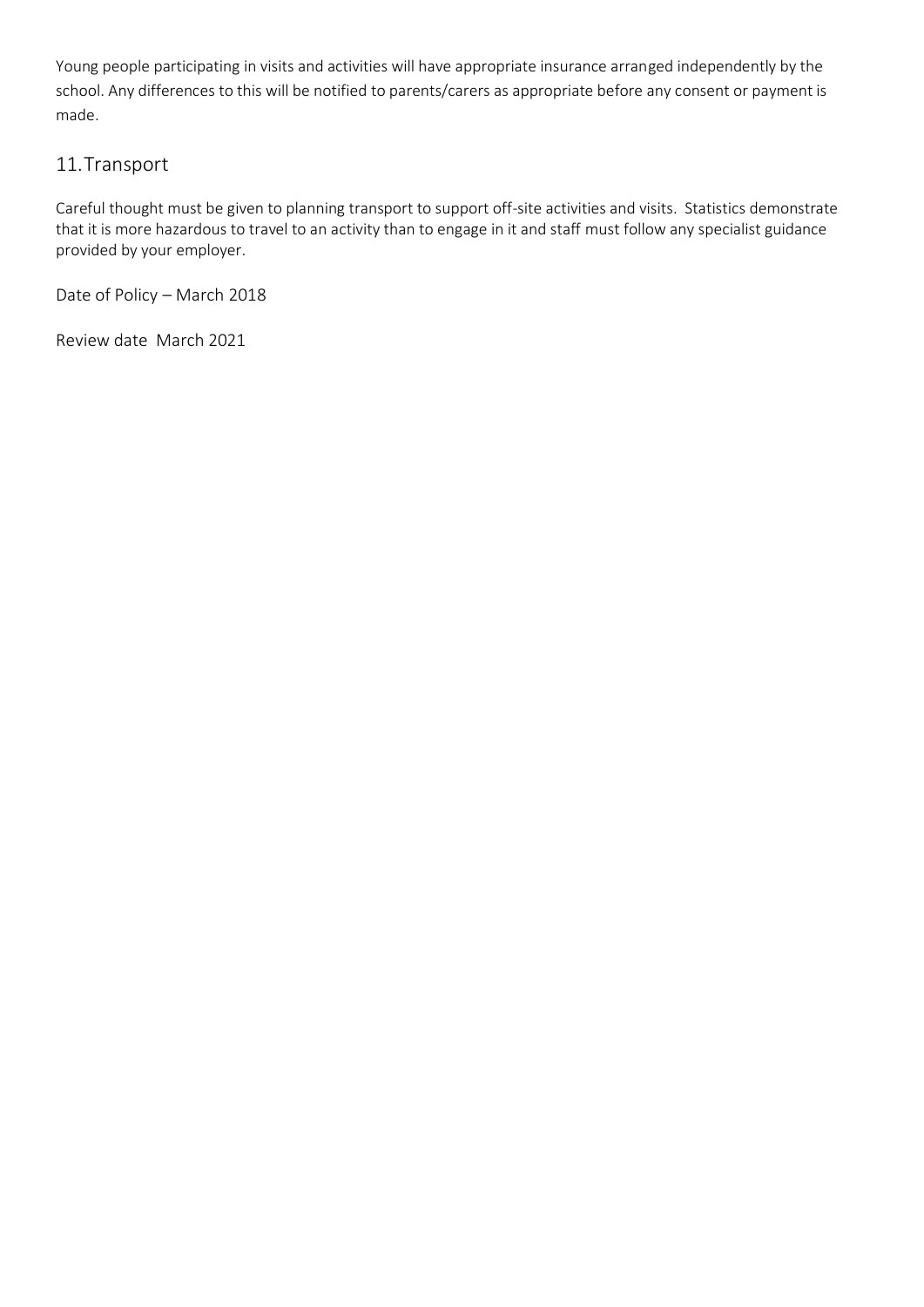Young people participating in visits and activities will have appropriate insurance arranged independently by the school. Any differences to this will be notified to parents/carers as appropriate before any consent or payment is made.

## 11. Transport

Careful thought must be given to planning transport to support off-site activities and visits. Statistics demonstrate that it is more hazardous to travel to an activity than to engage in it and staff must follow any specialist guidance provided by your employer.

Date of Policy – March 2018

Review date March 2021